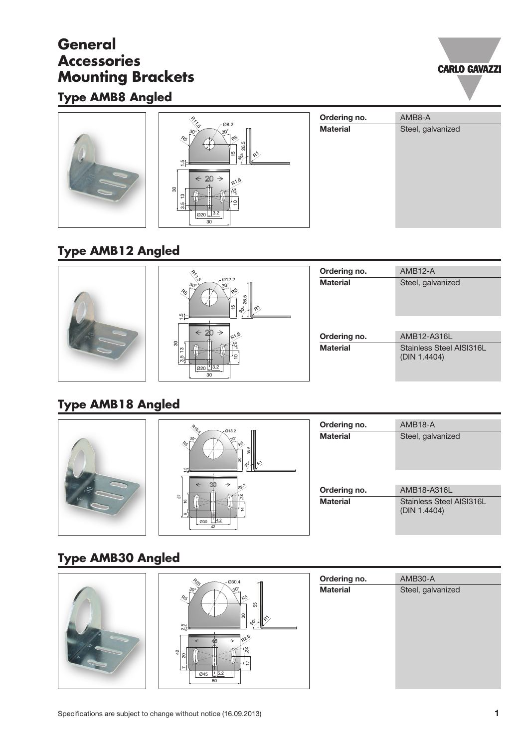# General Accessories Mounting Brackets

## Type AMB8 Angled

| Ordering no. | AMB8-A |
|---|---|
| Material | Steel, galvanized |

## Type AMB12 Angled

| Ordering no. | AMB12-A |
|---|---|
| Material | Steel, galvanized |

| Ordering no. | AMB12-A316L |
|---|---|
| Material | Stainless Steel AISI316L (DIN 1.4404) |

## Type AMB18 Angled

| Ordering no. | AMB18-A |
|---|---|
| Material | Steel, galvanized |

| Ordering no. | AMB18-A316L |
|---|---|
| Material | Stainless Steel AISI316L (DIN 1.4404) |

## Type AMB30 Angled

| Ordering no. | AMB30-A |
|---|---|
| Material | Steel, galvanized |

Specifications are subject to change without notice (16.09.2013)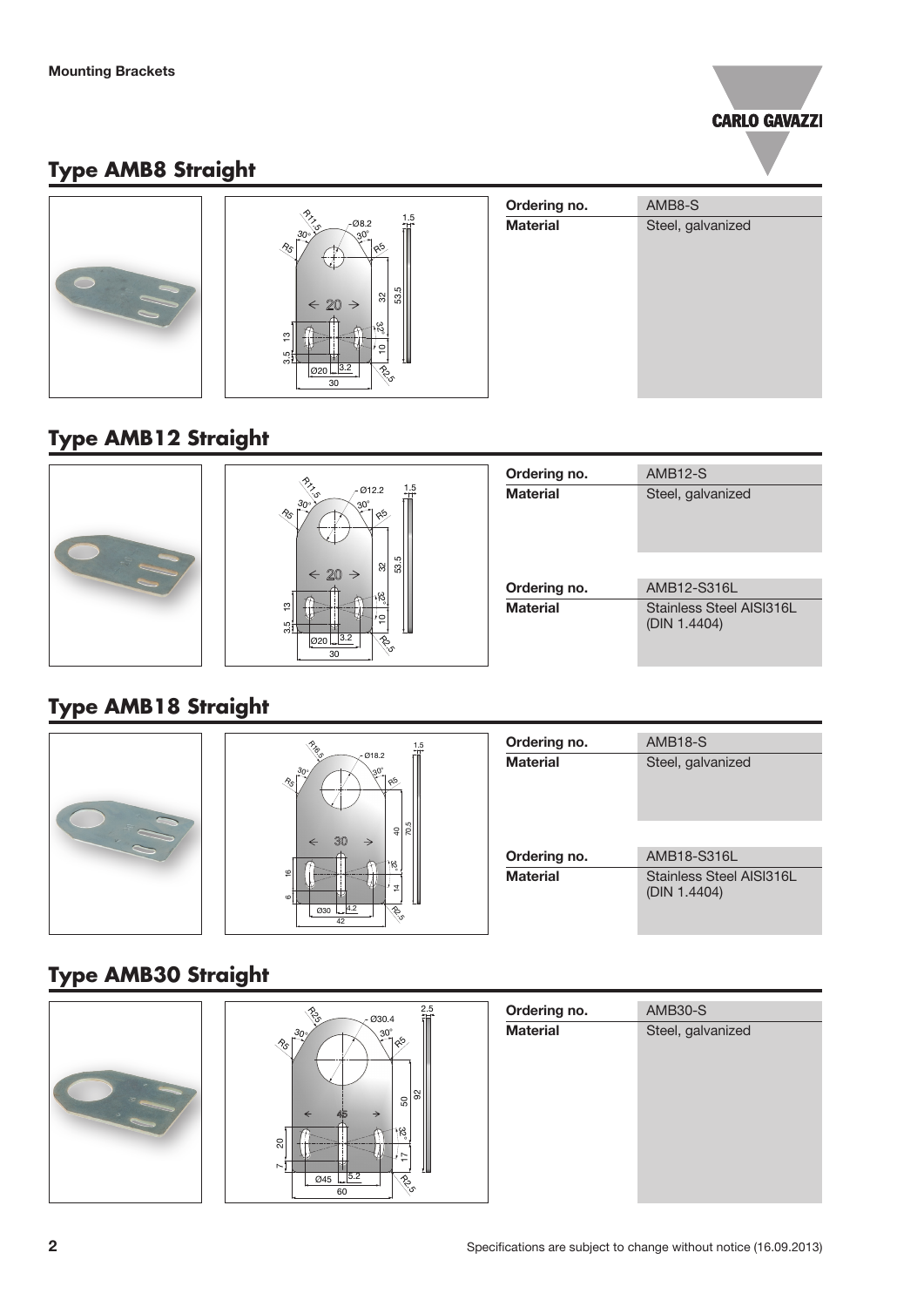**Mounting Brackets**

## Type AMB8 Straight

R11.5
Ø8.2
30°
30°
R5
R5
1.5
← 20 →
32
53.5
32°
13
10
3.5
Ø20
3.2
30
R2.5

| | |
|---|---|
| **Ordering no.** | AMB8-S |
| **Material** | Steel, galvanized |

## Type AMB12 Straight

R11.5
Ø12.2
30°
30°
R5
R5
1.5
← 20 →
32
53.5
32°
13
10
3.5
Ø20
3.2
30
R2.5

| | |
|---|---|
| **Ordering no.** | AMB12-S |
| **Material** | Steel, galvanized |
| **Ordering no.** | AMB12-S316L |
| **Material** | Stainless Steel AISI316L (DIN 1.4404) |

## Type AMB18 Straight

R16.5
Ø18.2
30°
30°
R5
R5
1.5
← 30 →
40
70.5
26°
16
14
6
Ø30
4.2
42
R2.5

| | |
|---|---|
| **Ordering no.** | AMB18-S |
| **Material** | Steel, galvanized |
| **Ordering no.** | AMB18-S316L |
| **Material** | Stainless Steel AISI316L (DIN 1.4404) |

## Type AMB30 Straight

R25
Ø30.4
30°
30°
R5
R5
2.5
← 45 →
50
92
20°
20
17
7
Ø45
5.2
60
R2.5

| | |
|---|---|
| **Ordering no.** | AMB30-S |
| **Material** | Steel, galvanized |

Specifications are subject to change without notice (16.09.2013)